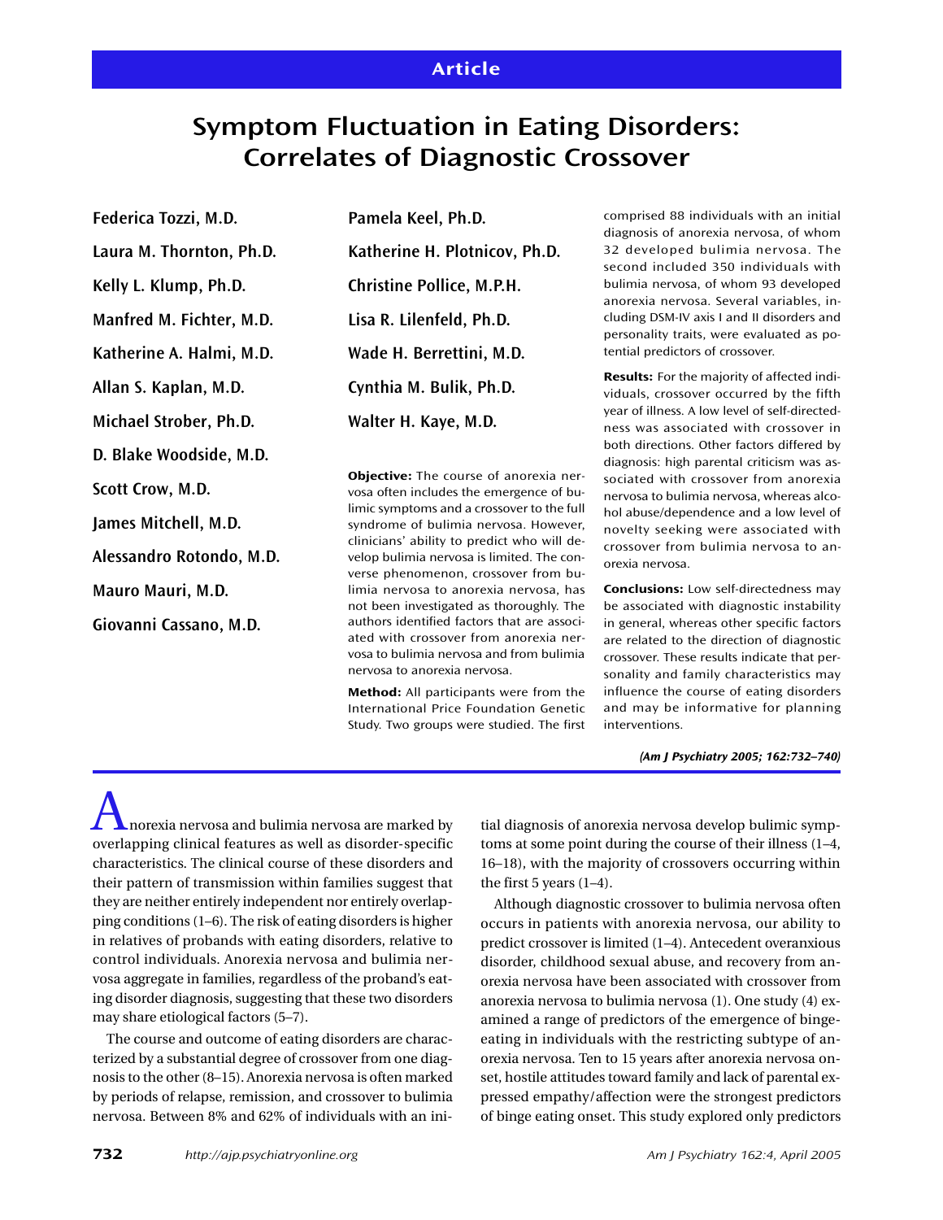**Article**

# Symptom Fluctuation in Eating Disorders: Correlates of Diagnostic Crossover

**Federica Tozzi, M.D.**

**Laura M. Thornton, Ph.D.**

**Kelly L. Klump, Ph.D.**

**Manfred M. Fichter, M.D.**

**Katherine A. Halmi, M.D.**

**Allan S. Kaplan, M.D.**

**Michael Strober, Ph.D.**

**D. Blake Woodside, M.D.**

**Scott Crow, M.D.**

**James Mitchell, M.D.**

**Alessandro Rotondo, M.D.**

**Mauro Mauri, M.D.**

**Giovanni Cassano, M.D.**

**Pamela Keel, Ph.D.**

**Katherine H. Plotnicov, Ph.D.**

**Christine Pollice, M.P.H.**

**Lisa R. Lilenfeld, Ph.D.**

**Wade H. Berrettini, M.D.**

**Cynthia M. Bulik, Ph.D.**

**Walter H. Kaye, M.D.**

**Objective:** The course of anorexia nervosa often includes the emergence of bulimic symptoms and a crossover to the full syndrome of bulimia nervosa. However, clinicians' ability to predict who will develop bulimia nervosa is limited. The converse phenomenon, crossover from bulimia nervosa to anorexia nervosa, has not been investigated as thoroughly. The authors identified factors that are associated with crossover from anorexia nervosa to bulimia nervosa and from bulimia nervosa to anorexia nervosa.

**Method:** All participants were from the International Price Foundation Genetic Study. Two groups were studied. The first comprised 88 individuals with an initial diagnosis of anorexia nervosa, of whom 32 developed bulimia nervosa. The second included 350 individuals with bulimia nervosa, of whom 93 developed anorexia nervosa. Several variables, including DSM-IV axis I and II disorders and personality traits, were evaluated as potential predictors of crossover.

**Results:** For the majority of affected individuals, crossover occurred by the fifth year of illness. A low level of self-directedness was associated with crossover in both directions. Other factors differed by diagnosis: high parental criticism was associated with crossover from anorexia nervosa to bulimia nervosa, whereas alcohol abuse/dependence and a low level of novelty seeking were associated with crossover from bulimia nervosa to anorexia nervosa.

**Conclusions:** Low self-directedness may be associated with diagnostic instability in general, whereas other specific factors are related to the direction of diagnostic crossover. These results indicate that personality and family characteristics may influence the course of eating disorders and may be informative for planning interventions.

*(Am J Psychiatry 2005; 162:732–740)*

Anorexia nervosa and bulimia nervosa are marked by overlapping clinical features as well as disorder-specific characteristics. The clinical course of these disorders and their pattern of transmission within families suggest that they are neither entirely independent nor entirely overlapping conditions (1–6). The risk of eating disorders is higher in relatives of probands with eating disorders, relative to control individuals. Anorexia nervosa and bulimia nervosa aggregate in families, regardless of the proband's eating disorder diagnosis, suggesting that these two disorders may share etiological factors (5–7).

The course and outcome of eating disorders are characterized by a substantial degree of crossover from one diagnosis to the other (8–15). Anorexia nervosa is often marked by periods of relapse, remission, and crossover to bulimia nervosa. Between 8% and 62% of individuals with an initial diagnosis of anorexia nervosa develop bulimic symptoms at some point during the course of their illness (1–4, 16–18), with the majority of crossovers occurring within the first 5 years (1–4).

Although diagnostic crossover to bulimia nervosa often occurs in patients with anorexia nervosa, our ability to predict crossover is limited (1–4). Antecedent overanxious disorder, childhood sexual abuse, and recovery from anorexia nervosa have been associated with crossover from anorexia nervosa to bulimia nervosa (1). One study (4) examined a range of predictors of the emergence of binge-eating in individuals with the restricting subtype of anorexia nervosa. Ten to 15 years after anorexia nervosa onset, hostile attitudes toward family and lack of parental expressed empathy/affection were the strongest predictors of binge eating onset. This study explored only predictors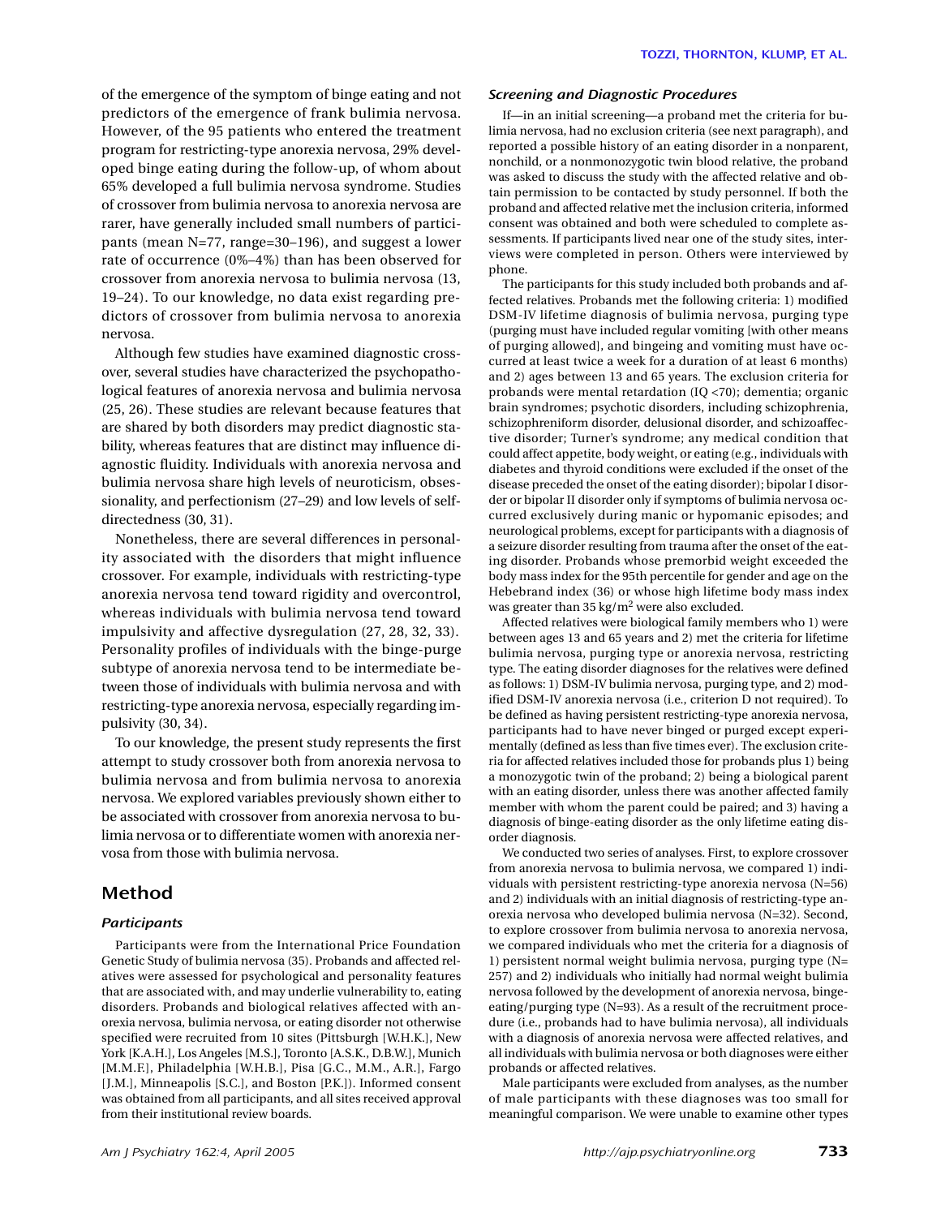of the emergence of the symptom of binge eating and not predictors of the emergence of frank bulimia nervosa. However, of the 95 patients who entered the treatment program for restricting-type anorexia nervosa, 29% developed binge eating during the follow-up, of whom about 65% developed a full bulimia nervosa syndrome. Studies of crossover from bulimia nervosa to anorexia nervosa are rarer, have generally included small numbers of participants (mean N=77, range=30–196), and suggest a lower rate of occurrence (0%–4%) than has been observed for crossover from anorexia nervosa to bulimia nervosa (13, 19–24). To our knowledge, no data exist regarding predictors of crossover from bulimia nervosa to anorexia nervosa.

Although few studies have examined diagnostic crossover, several studies have characterized the psychopathological features of anorexia nervosa and bulimia nervosa (25, 26). These studies are relevant because features that are shared by both disorders may predict diagnostic stability, whereas features that are distinct may influence diagnostic fluidity. Individuals with anorexia nervosa and bulimia nervosa share high levels of neuroticism, obsessionality, and perfectionism (27–29) and low levels of self-directedness (30, 31).

Nonetheless, there are several differences in personality associated with the disorders that might influence crossover. For example, individuals with restricting-type anorexia nervosa tend toward rigidity and overcontrol, whereas individuals with bulimia nervosa tend toward impulsivity and affective dysregulation (27, 28, 32, 33). Personality profiles of individuals with the binge-purge subtype of anorexia nervosa tend to be intermediate between those of individuals with bulimia nervosa and with restricting-type anorexia nervosa, especially regarding impulsivity (30, 34).

To our knowledge, the present study represents the first attempt to study crossover both from anorexia nervosa to bulimia nervosa and from bulimia nervosa to anorexia nervosa. We explored variables previously shown either to be associated with crossover from anorexia nervosa to bulimia nervosa or to differentiate women with anorexia nervosa from those with bulimia nervosa.

## Method

### *Participants*

Participants were from the International Price Foundation Genetic Study of bulimia nervosa (35). Probands and affected relatives were assessed for psychological and personality features that are associated with, and may underlie vulnerability to, eating disorders. Probands and biological relatives affected with anorexia nervosa, bulimia nervosa, or eating disorder not otherwise specified were recruited from 10 sites (Pittsburgh [W.H.K.], New York [K.A.H.], Los Angeles [M.S.], Toronto [A.S.K., D.B.W.], Munich [M.M.F.], Philadelphia [W.H.B.], Pisa [G.C., M.M., A.R.], Fargo [J.M.], Minneapolis [S.C.], and Boston [P.K.]). Informed consent was obtained from all participants, and all sites received approval from their institutional review boards.

### *Screening and Diagnostic Procedures*

If—in an initial screening—a proband met the criteria for bulimia nervosa, had no exclusion criteria (see next paragraph), and reported a possible history of an eating disorder in a nonparent, nonchild, or a nonmonozygotic twin blood relative, the proband was asked to discuss the study with the affected relative and obtain permission to be contacted by study personnel. If both the proband and affected relative met the inclusion criteria, informed consent was obtained and both were scheduled to complete assessments. If participants lived near one of the study sites, interviews were completed in person. Others were interviewed by phone.

The participants for this study included both probands and affected relatives. Probands met the following criteria: 1) modified DSM-IV lifetime diagnosis of bulimia nervosa, purging type (purging must have included regular vomiting [with other means of purging allowed], and bingeing and vomiting must have occurred at least twice a week for a duration of at least 6 months) and 2) ages between 13 and 65 years. The exclusion criteria for probands were mental retardation (IQ <70); dementia; organic brain syndromes; psychotic disorders, including schizophrenia, schizophreniform disorder, delusional disorder, and schizoaffective disorder; Turner's syndrome; any medical condition that could affect appetite, body weight, or eating (e.g., individuals with diabetes and thyroid conditions were excluded if the onset of the disease preceded the onset of the eating disorder); bipolar I disorder or bipolar II disorder only if symptoms of bulimia nervosa occurred exclusively during manic or hypomanic episodes; and neurological problems, except for participants with a diagnosis of a seizure disorder resulting from trauma after the onset of the eating disorder. Probands whose premorbid weight exceeded the body mass index for the 95th percentile for gender and age on the Hebebrand index (36) or whose high lifetime body mass index was greater than 35 kg/m$^2$ were also excluded.

Affected relatives were biological family members who 1) were between ages 13 and 65 years and 2) met the criteria for lifetime bulimia nervosa, purging type or anorexia nervosa, restricting type. The eating disorder diagnoses for the relatives were defined as follows: 1) DSM-IV bulimia nervosa, purging type, and 2) modified DSM-IV anorexia nervosa (i.e., criterion D not required). To be defined as having persistent restricting-type anorexia nervosa, participants had to have never binged or purged except experimentally (defined as less than five times ever). The exclusion criteria for affected relatives included those for probands plus 1) being a monozygotic twin of the proband; 2) being a biological parent with an eating disorder, unless there was another affected family member with whom the parent could be paired; and 3) having a diagnosis of binge-eating disorder as the only lifetime eating disorder diagnosis.

We conducted two series of analyses. First, to explore crossover from anorexia nervosa to bulimia nervosa, we compared 1) individuals with persistent restricting-type anorexia nervosa (N=56) and 2) individuals with an initial diagnosis of restricting-type anorexia nervosa who developed bulimia nervosa (N=32). Second, to explore crossover from bulimia nervosa to anorexia nervosa, we compared individuals who met the criteria for a diagnosis of 1) persistent normal weight bulimia nervosa, purging type (N=257) and 2) individuals who initially had normal weight bulimia nervosa followed by the development of anorexia nervosa, binge-eating/purging type (N=93). As a result of the recruitment procedure (i.e., probands had to have bulimia nervosa), all individuals with a diagnosis of anorexia nervosa were affected relatives, and all individuals with bulimia nervosa or both diagnoses were either probands or affected relatives.

Male participants were excluded from analyses, as the number of male participants with these diagnoses was too small for meaningful comparison. We were unable to examine other types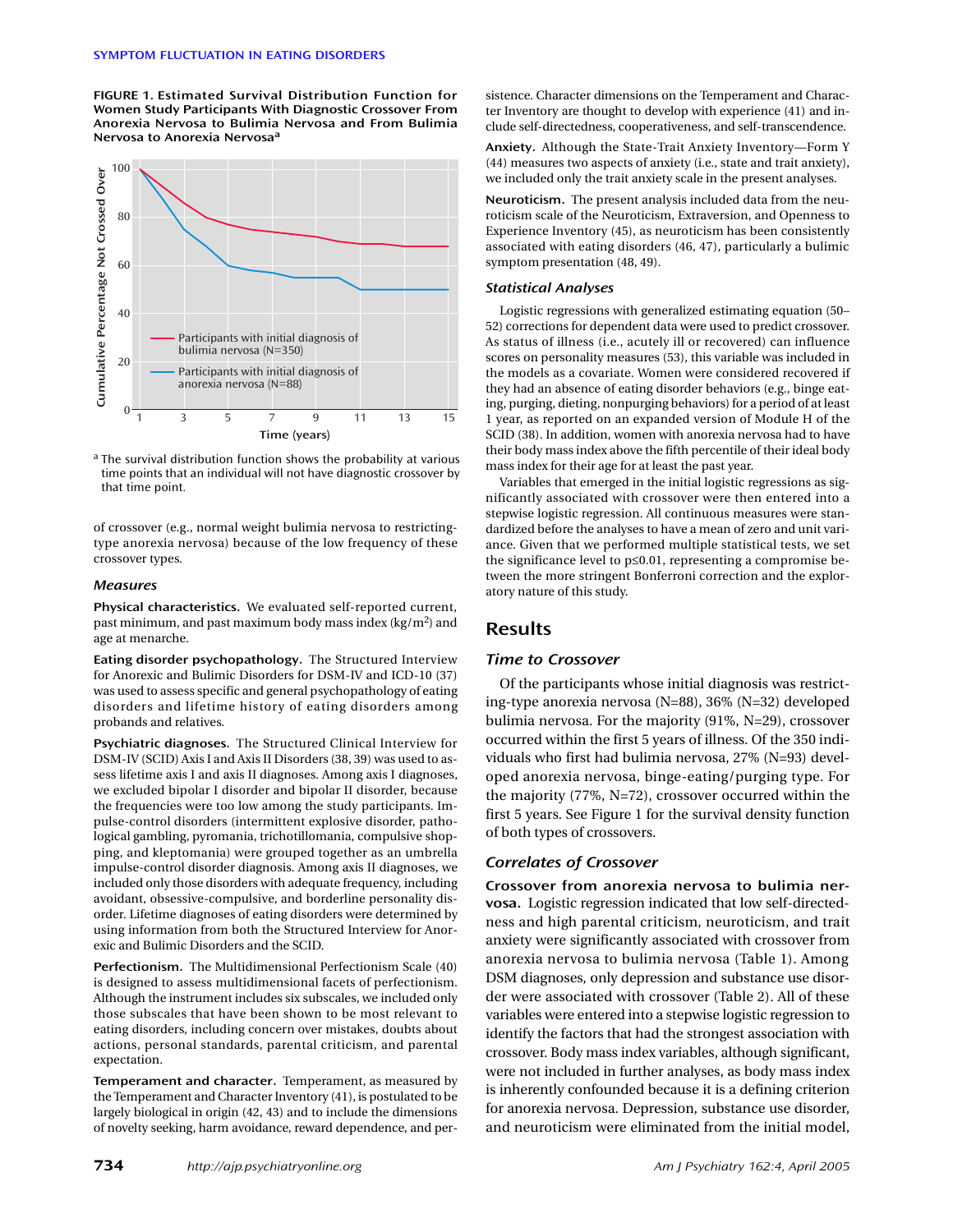FIGURE 1. Estimated Survival Distribution Function for Women Study Participants With Diagnostic Crossover From Anorexia Nervosa to Bulimia Nervosa and From Bulimia Nervosa to Anorexia Nervosa[a]

[a] The survival distribution function shows the probability at various time points that an individual will not have diagnostic crossover by that time point.

of crossover (e.g., normal weight bulimia nervosa to restricting-type anorexia nervosa) because of the low frequency of these crossover types.

### Measures

**Physical characteristics.** We evaluated self-reported current, past minimum, and past maximum body mass index (kg/m$^2$) and age at menarche.

**Eating disorder psychopathology.** The Structured Interview for Anorexic and Bulimic Disorders for DSM-IV and ICD-10 (37) was used to assess specific and general psychopathology of eating disorders and lifetime history of eating disorders among probands and relatives.

**Psychiatric diagnoses.** The Structured Clinical Interview for DSM-IV (SCID) Axis I and Axis II Disorders (38, 39) was used to assess lifetime axis I and axis II diagnoses. Among axis I diagnoses, we excluded bipolar I disorder and bipolar II disorder, because the frequencies were too low among the study participants. Impulse-control disorders (intermittent explosive disorder, pathological gambling, pyromania, trichotillomania, compulsive shopping, and kleptomania) were grouped together as an umbrella impulse-control disorder diagnosis. Among axis II diagnoses, we included only those disorders with adequate frequency, including avoidant, obsessive-compulsive, and borderline personality disorder. Lifetime diagnoses of eating disorders were determined by using information from both the Structured Interview for Anorexic and Bulimic Disorders and the SCID.

**Perfectionism.** The Multidimensional Perfectionism Scale (40) is designed to assess multidimensional facets of perfectionism. Although the instrument includes six subscales, we included only those subscales that have been shown to be most relevant to eating disorders, including concern over mistakes, doubts about actions, personal standards, parental criticism, and parental expectation.

**Temperament and character.** Temperament, as measured by the Temperament and Character Inventory (41), is postulated to be largely biological in origin (42, 43) and to include the dimensions of novelty seeking, harm avoidance, reward dependence, and persistence. Character dimensions on the Temperament and Character Inventory are thought to develop with experience (41) and include self-directedness, cooperativeness, and self-transcendence.

**Anxiety.** Although the State-Trait Anxiety Inventory—Form Y (44) measures two aspects of anxiety (i.e., state and trait anxiety), we included only the trait anxiety scale in the present analyses.

**Neuroticism.** The present analysis included data from the neuroticism scale of the Neuroticism, Extraversion, and Openness to Experience Inventory (45), as neuroticism has been consistently associated with eating disorders (46, 47), particularly a bulimic symptom presentation (48, 49).

### Statistical Analyses

Logistic regressions with generalized estimating equation (50–52) corrections for dependent data were used to predict crossover. As status of illness (i.e., acutely ill or recovered) can influence scores on personality measures (53), this variable was included in the models as a covariate. Women were considered recovered if they had an absence of eating disorder behaviors (e.g., binge eating, purging, dieting, nonpurging behaviors) for a period of at least 1 year, as reported on an expanded version of Module H of the SCID (38). In addition, women with anorexia nervosa had to have their body mass index above the fifth percentile of their ideal body mass index for their age for at least the past year.

Variables that emerged in the initial logistic regressions as significantly associated with crossover were then entered into a stepwise logistic regression. All continuous measures were standardized before the analyses to have a mean of zero and unit variance. Given that we performed multiple statistical tests, we set the significance level to $p \leq 0.01$, representing a compromise between the more stringent Bonferroni correction and the exploratory nature of this study.

## Results

### Time to Crossover

Of the participants whose initial diagnosis was restricting-type anorexia nervosa (N=88), 36% (N=32) developed bulimia nervosa. For the majority (91%, N=29), crossover occurred within the first 5 years of illness. Of the 350 individuals who first had bulimia nervosa, 27% (N=93) developed anorexia nervosa, binge-eating/purging type. For the majority (77%, N=72), crossover occurred within the first 5 years. See Figure 1 for the survival density function of both types of crossovers.

### Correlates of Crossover

**Crossover from anorexia nervosa to bulimia nervosa.** Logistic regression indicated that low self-directedness and high parental criticism, neuroticism, and trait anxiety were significantly associated with crossover from anorexia nervosa to bulimia nervosa (Table 1). Among DSM diagnoses, only depression and substance use disorder were associated with crossover (Table 2). All of these variables were entered into a stepwise logistic regression to identify the factors that had the strongest association with crossover. Body mass index variables, although significant, were not included in further analyses, as body mass index is inherently confounded because it is a defining criterion for anorexia nervosa. Depression, substance use disorder, and neuroticism were eliminated from the initial model,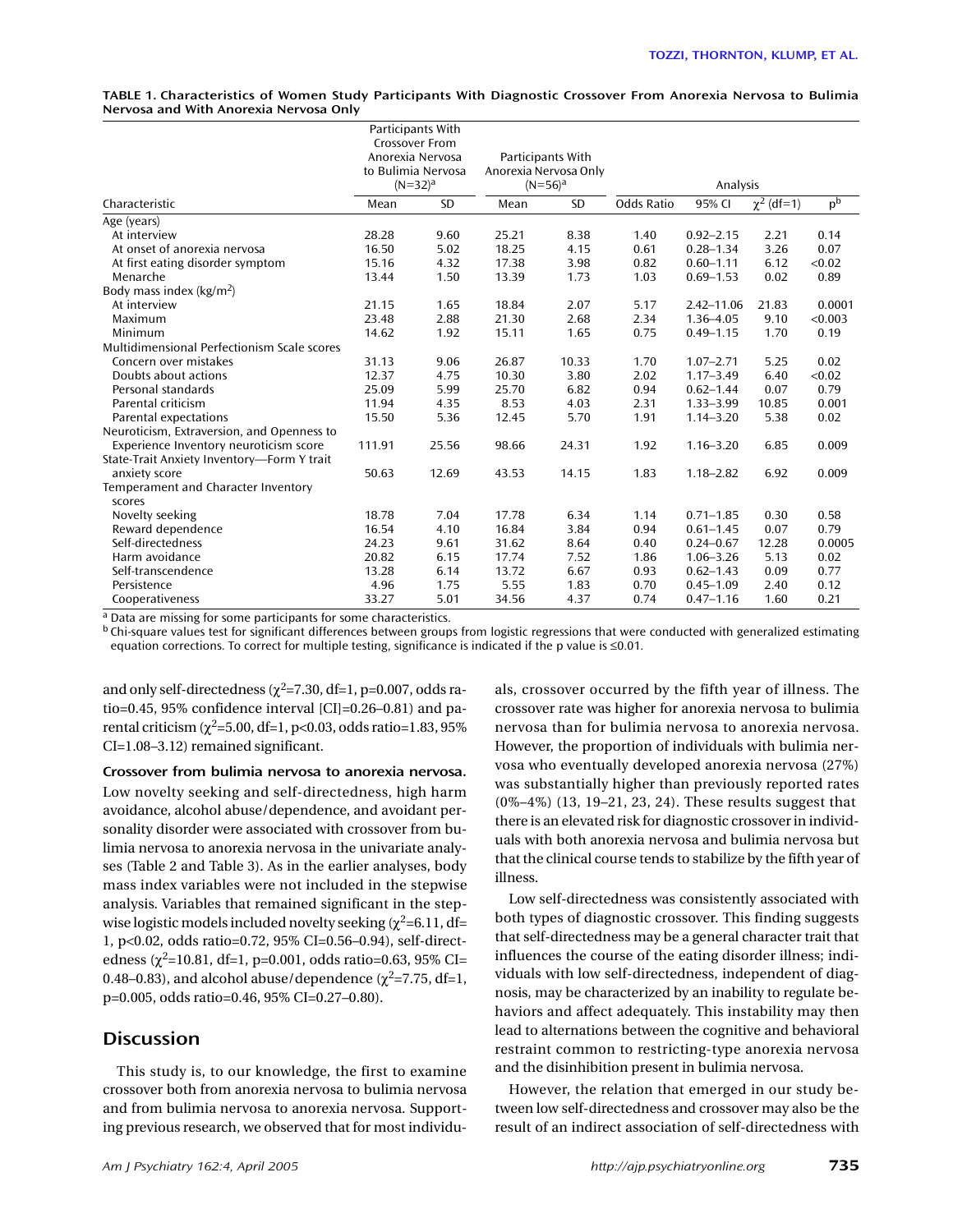**TABLE 1. Characteristics of Women Study Participants With Diagnostic Crossover From Anorexia Nervosa to Bulimia Nervosa and With Anorexia Nervosa Only**

| Characteristic | Participants With Crossover From Anorexia Nervosa to Bulimia Nervosa (N=32)[a] | | Participants With Anorexia Nervosa Only (N=56)[a] | | Analysis | | | |
|---|---|---|---|---|---|---|---|---|
| | Mean | SD | Mean | SD | Odds Ratio | 95% CI | $\chi^2$ (df=1) | p[b] |
| Age (years) | | | | | | | | |
| At interview | 28.28 | 9.60 | 25.21 | 8.38 | 1.40 | 0.92–2.15 | 2.21 | 0.14 |
| At onset of anorexia nervosa | 16.50 | 5.02 | 18.25 | 4.15 | 0.61 | 0.28–1.34 | 3.26 | 0.07 |
| At first eating disorder symptom | 15.16 | 4.32 | 17.38 | 3.98 | 0.82 | 0.60–1.11 | 6.12 | <0.02 |
| Menarche | 13.44 | 1.50 | 13.39 | 1.73 | 1.03 | 0.69–1.53 | 0.02 | 0.89 |
| Body mass index (kg/m$^2$) | | | | | | | | |
| At interview | 21.15 | 1.65 | 18.84 | 2.07 | 5.17 | 2.42–11.06 | 21.83 | 0.0001 |
| Maximum | 23.48 | 2.88 | 21.30 | 2.68 | 2.34 | 1.36–4.05 | 9.10 | <0.003 |
| Minimum | 14.62 | 1.92 | 15.11 | 1.65 | 0.75 | 0.49–1.15 | 1.70 | 0.19 |
| Multidimensional Perfectionism Scale scores | | | | | | | | |
| Concern over mistakes | 31.13 | 9.06 | 26.87 | 10.33 | 1.70 | 1.07–2.71 | 5.25 | 0.02 |
| Doubts about actions | 12.37 | 4.75 | 10.30 | 3.80 | 2.02 | 1.17–3.49 | 6.40 | <0.02 |
| Personal standards | 25.09 | 5.99 | 25.70 | 6.82 | 0.94 | 0.62–1.44 | 0.07 | 0.79 |
| Parental criticism | 11.94 | 4.35 | 8.53 | 4.03 | 2.31 | 1.33–3.99 | 10.85 | 0.001 |
| Parental expectations | 15.50 | 5.36 | 12.45 | 5.70 | 1.91 | 1.14–3.20 | 5.38 | 0.02 |
| Neuroticism, Extraversion, and Openness to Experience Inventory neuroticism score | 111.91 | 25.56 | 98.66 | 24.31 | 1.92 | 1.16–3.20 | 6.85 | 0.009 |
| State-Trait Anxiety Inventory—Form Y trait anxiety score | 50.63 | 12.69 | 43.53 | 14.15 | 1.83 | 1.18–2.82 | 6.92 | 0.009 |
| Temperament and Character Inventory scores | | | | | | | | |
| Novelty seeking | 18.78 | 7.04 | 17.78 | 6.34 | 1.14 | 0.71–1.85 | 0.30 | 0.58 |
| Reward dependence | 16.54 | 4.10 | 16.84 | 3.84 | 0.94 | 0.61–1.45 | 0.07 | 0.79 |
| Self-directedness | 24.23 | 9.61 | 31.62 | 8.64 | 0.40 | 0.24–0.67 | 12.28 | 0.0005 |
| Harm avoidance | 20.82 | 6.15 | 17.74 | 7.52 | 1.86 | 1.06–3.26 | 5.13 | 0.02 |
| Self-transcendence | 13.28 | 6.14 | 13.72 | 6.67 | 0.93 | 0.62–1.43 | 0.09 | 0.77 |
| Persistence | 4.96 | 1.75 | 5.55 | 1.83 | 0.70 | 0.45–1.09 | 2.40 | 0.12 |
| Cooperativeness | 33.27 | 5.01 | 34.56 | 4.37 | 0.74 | 0.47–1.16 | 1.60 | 0.21 |

[a] Data are missing for some participants for some characteristics.
[b] Chi-square values test for significant differences between groups from logistic regressions that were conducted with generalized estimating equation corrections. To correct for multiple testing, significance is indicated if the p value is ≤0.01.

and only self-directedness ($\chi^2$=7.30, df=1, p=0.007, odds ratio=0.45, 95% confidence interval [CI]=0.26–0.81) and parental criticism ($\chi^2$=5.00, df=1, p<0.03, odds ratio=1.83, 95% CI=1.08–3.12) remained significant.

**Crossover from bulimia nervosa to anorexia nervosa.** Low novelty seeking and self-directedness, high harm avoidance, alcohol abuse/dependence, and avoidant personality disorder were associated with crossover from bulimia nervosa to anorexia nervosa in the univariate analyses (Table 2 and Table 3). As in the earlier analyses, body mass index variables were not included in the stepwise analysis. Variables that remained significant in the stepwise logistic models included novelty seeking ($\chi^2$=6.11, df=1, p<0.02, odds ratio=0.72, 95% CI=0.56–0.94), self-directedness ($\chi^2$=10.81, df=1, p=0.001, odds ratio=0.63, 95% CI=0.48–0.83), and alcohol abuse/dependence ($\chi^2$=7.75, df=1, p=0.005, odds ratio=0.46, 95% CI=0.27–0.80).

## Discussion

This study is, to our knowledge, the first to examine crossover both from anorexia nervosa to bulimia nervosa and from bulimia nervosa to anorexia nervosa. Supporting previous research, we observed that for most individuals, crossover occurred by the fifth year of illness. The crossover rate was higher for anorexia nervosa to bulimia nervosa than for bulimia nervosa to anorexia nervosa. However, the proportion of individuals with bulimia nervosa who eventually developed anorexia nervosa (27%) was substantially higher than previously reported rates (0%–4%) (13, 19–21, 23, 24). These results suggest that there is an elevated risk for diagnostic crossover in individuals with both anorexia nervosa and bulimia nervosa but that the clinical course tends to stabilize by the fifth year of illness.

Low self-directedness was consistently associated with both types of diagnostic crossover. This finding suggests that self-directedness may be a general character trait that influences the course of the eating disorder illness; individuals with low self-directedness, independent of diagnosis, may be characterized by an inability to regulate behaviors and affect adequately. This instability may then lead to alternations between the cognitive and behavioral restraint common to restricting-type anorexia nervosa and the disinhibition present in bulimia nervosa.

However, the relation that emerged in our study between low self-directedness and crossover may also be the result of an indirect association of self-directedness with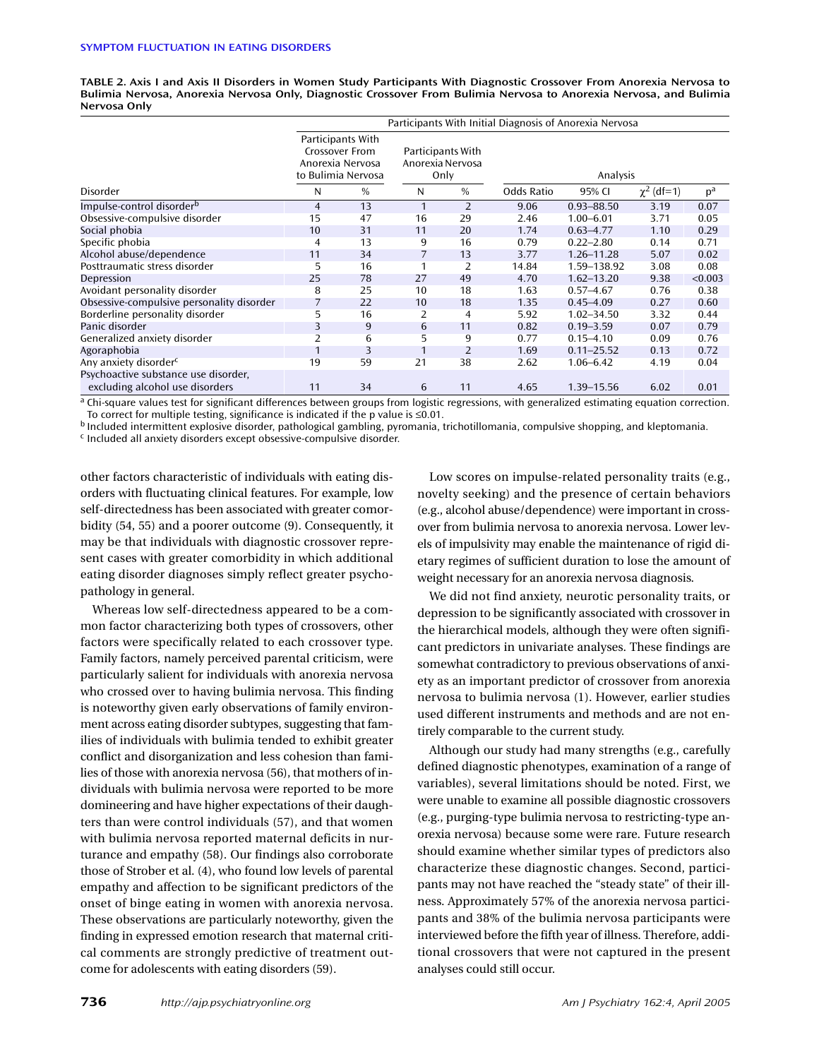TABLE 2. Axis I and Axis II Disorders in Women Study Participants With Diagnostic Crossover From Anorexia Nervosa to Bulimia Nervosa, Anorexia Nervosa Only, Diagnostic Crossover From Bulimia Nervosa to Anorexia Nervosa, and Bulimia Nervosa Only

| | Participants With Initial Diagnosis of Anorexia Nervosa | | | | | | | |
|---|---|---|---|---|---|---|---|---|
| | Participants With Crossover From Anorexia Nervosa to Bulimia Nervosa | | Participants With Anorexia Nervosa Only | | Analysis | | | |
| Disorder | N | % | N | % | Odds Ratio | 95% CI | $\chi^2$ (df=1) | p[a] |
| Impulse-control disorder[b] | 4 | 13 | 1 | 2 | 9.06 | 0.93–88.50 | 3.19 | 0.07 |
| Obsessive-compulsive disorder | 15 | 47 | 16 | 29 | 2.46 | 1.00–6.01 | 3.71 | 0.05 |
| Social phobia | 10 | 31 | 11 | 20 | 1.74 | 0.63–4.77 | 1.10 | 0.29 |
| Specific phobia | 4 | 13 | 9 | 16 | 0.79 | 0.22–2.80 | 0.14 | 0.71 |
| Alcohol abuse/dependence | 11 | 34 | 7 | 13 | 3.77 | 1.26–11.28 | 5.07 | 0.02 |
| Posttraumatic stress disorder | 5 | 16 | 1 | 2 | 14.84 | 1.59–138.92 | 3.08 | 0.08 |
| Depression | 25 | 78 | 27 | 49 | 4.70 | 1.62–13.20 | 9.38 | <0.003 |
| Avoidant personality disorder | 8 | 25 | 10 | 18 | 1.63 | 0.57–4.67 | 0.76 | 0.38 |
| Obsessive-compulsive personality disorder | 7 | 22 | 10 | 18 | 1.35 | 0.45–4.09 | 0.27 | 0.60 |
| Borderline personality disorder | 5 | 16 | 2 | 4 | 5.92 | 1.02–34.50 | 3.32 | 0.44 |
| Panic disorder | 3 | 9 | 6 | 11 | 0.82 | 0.19–3.59 | 0.07 | 0.79 |
| Generalized anxiety disorder | 2 | 6 | 5 | 9 | 0.77 | 0.15–4.10 | 0.09 | 0.76 |
| Agoraphobia | 1 | 3 | 1 | 2 | 1.69 | 0.11–25.52 | 0.13 | 0.72 |
| Any anxiety disorder[c] | 19 | 59 | 21 | 38 | 2.62 | 1.06–6.42 | 4.19 | 0.04 |
| Psychoactive substance use disorder, excluding alcohol use disorders | 11 | 34 | 6 | 11 | 4.65 | 1.39–15.56 | 6.02 | 0.01 |

[a] Chi-square values test for significant differences between groups from logistic regressions, with generalized estimating equation correction. To correct for multiple testing, significance is indicated if the p value is ≤0.01.
[b] Included intermittent explosive disorder, pathological gambling, pyromania, trichotillomania, compulsive shopping, and kleptomania.
[c] Included all anxiety disorders except obsessive-compulsive disorder.

other factors characteristic of individuals with eating disorders with fluctuating clinical features. For example, low self-directedness has been associated with greater comorbidity (54, 55) and a poorer outcome (9). Consequently, it may be that individuals with diagnostic crossover represent cases with greater comorbidity in which additional eating disorder diagnoses simply reflect greater psychopathology in general.

Whereas low self-directedness appeared to be a common factor characterizing both types of crossovers, other factors were specifically related to each crossover type. Family factors, namely perceived parental criticism, were particularly salient for individuals with anorexia nervosa who crossed over to having bulimia nervosa. This finding is noteworthy given early observations of family environment across eating disorder subtypes, suggesting that families of individuals with bulimia tended to exhibit greater conflict and disorganization and less cohesion than families of those with anorexia nervosa (56), that mothers of individuals with bulimia nervosa were reported to be more domineering and have higher expectations of their daughters than were control individuals (57), and that women with bulimia nervosa reported maternal deficits in nurturance and empathy (58). Our findings also corroborate those of Strober et al. (4), who found low levels of parental empathy and affection to be significant predictors of the onset of binge eating in women with anorexia nervosa. These observations are particularly noteworthy, given the finding in expressed emotion research that maternal critical comments are strongly predictive of treatment outcome for adolescents with eating disorders (59).

Low scores on impulse-related personality traits (e.g., novelty seeking) and the presence of certain behaviors (e.g., alcohol abuse/dependence) were important in crossover from bulimia nervosa to anorexia nervosa. Lower levels of impulsivity may enable the maintenance of rigid dietary regimes of sufficient duration to lose the amount of weight necessary for an anorexia nervosa diagnosis.

We did not find anxiety, neurotic personality traits, or depression to be significantly associated with crossover in the hierarchical models, although they were often significant predictors in univariate analyses. These findings are somewhat contradictory to previous observations of anxiety as an important predictor of crossover from anorexia nervosa to bulimia nervosa (1). However, earlier studies used different instruments and methods and are not entirely comparable to the current study.

Although our study had many strengths (e.g., carefully defined diagnostic phenotypes, examination of a range of variables), several limitations should be noted. First, we were unable to examine all possible diagnostic crossovers (e.g., purging-type bulimia nervosa to restricting-type anorexia nervosa) because some were rare. Future research should examine whether similar types of predictors also characterize these diagnostic changes. Second, participants may not have reached the "steady state" of their illness. Approximately 57% of the anorexia nervosa participants and 38% of the bulimia nervosa participants were interviewed before the fifth year of illness. Therefore, additional crossovers that were not captured in the present analyses could still occur.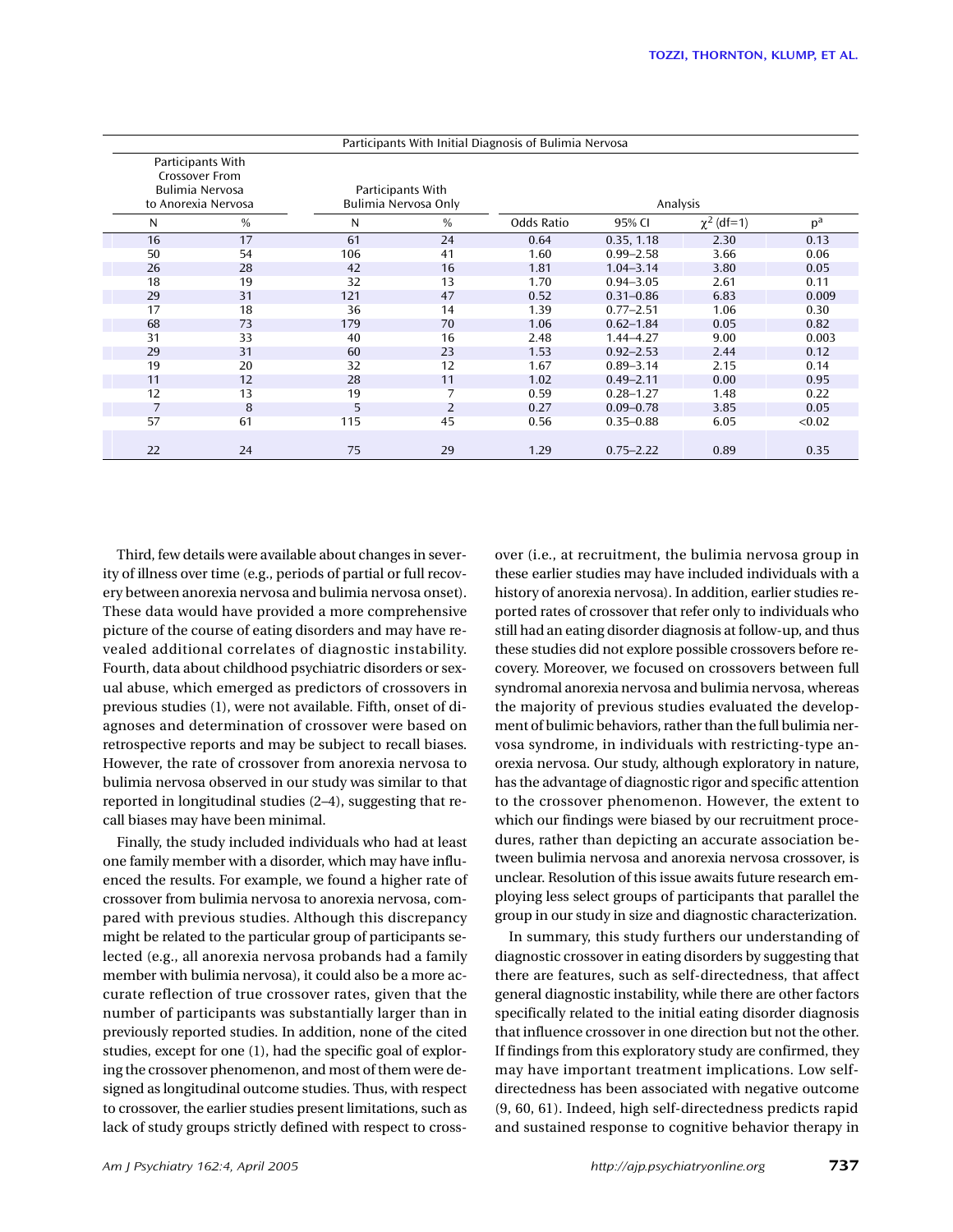| Participants With Initial Diagnosis of Bulimia Nervosa | | | | | | | |
|---|---|---|---|---|---|---|---|
| Participants With Crossover From Bulimia Nervosa to Anorexia Nervosa | | Participants With Bulimia Nervosa Only | | Analysis | | | |
| N | % | N | % | Odds Ratio | 95% CI | $\chi^2$ (df=1) | p[a] |
| 16 | 17 | 61 | 24 | 0.64 | 0.35, 1.18 | 2.30 | 0.13 |
| 50 | 54 | 106 | 41 | 1.60 | 0.99–2.58 | 3.66 | 0.06 |
| 26 | 28 | 42 | 16 | 1.81 | 1.04–3.14 | 3.80 | 0.05 |
| 18 | 19 | 32 | 13 | 1.70 | 0.94–3.05 | 2.61 | 0.11 |
| 29 | 31 | 121 | 47 | 0.52 | 0.31–0.86 | 6.83 | 0.009 |
| 17 | 18 | 36 | 14 | 1.39 | 0.77–2.51 | 1.06 | 0.30 |
| 68 | 73 | 179 | 70 | 1.06 | 0.62–1.84 | 0.05 | 0.82 |
| 31 | 33 | 40 | 16 | 2.48 | 1.44–4.27 | 9.00 | 0.003 |
| 29 | 31 | 60 | 23 | 1.53 | 0.92–2.53 | 2.44 | 0.12 |
| 19 | 20 | 32 | 12 | 1.67 | 0.89–3.14 | 2.15 | 0.14 |
| 11 | 12 | 28 | 11 | 1.02 | 0.49–2.11 | 0.00 | 0.95 |
| 12 | 13 | 19 | 7 | 0.59 | 0.28–1.27 | 1.48 | 0.22 |
| 7 | 8 | 5 | 2 | 0.27 | 0.09–0.78 | 3.85 | 0.05 |
| 57 | 61 | 115 | 45 | 0.56 | 0.35–0.88 | 6.05 | <0.02 |
| 22 | 24 | 75 | 29 | 1.29 | 0.75–2.22 | 0.89 | 0.35 |

Third, few details were available about changes in severity of illness over time (e.g., periods of partial or full recovery between anorexia nervosa and bulimia nervosa onset). These data would have provided a more comprehensive picture of the course of eating disorders and may have revealed additional correlates of diagnostic instability. Fourth, data about childhood psychiatric disorders or sexual abuse, which emerged as predictors of crossovers in previous studies (1), were not available. Fifth, onset of diagnoses and determination of crossover were based on retrospective reports and may be subject to recall biases. However, the rate of crossover from anorexia nervosa to bulimia nervosa observed in our study was similar to that reported in longitudinal studies (2–4), suggesting that recall biases may have been minimal.

Finally, the study included individuals who had at least one family member with a disorder, which may have influenced the results. For example, we found a higher rate of crossover from bulimia nervosa to anorexia nervosa, compared with previous studies. Although this discrepancy might be related to the particular group of participants selected (e.g., all anorexia nervosa probands had a family member with bulimia nervosa), it could also be a more accurate reflection of true crossover rates, given that the number of participants was substantially larger than in previously reported studies. In addition, none of the cited studies, except for one (1), had the specific goal of exploring the crossover phenomenon, and most of them were designed as longitudinal outcome studies. Thus, with respect to crossover, the earlier studies present limitations, such as lack of study groups strictly defined with respect to crossover (i.e., at recruitment, the bulimia nervosa group in these earlier studies may have included individuals with a history of anorexia nervosa). In addition, earlier studies reported rates of crossover that refer only to individuals who still had an eating disorder diagnosis at follow-up, and thus these studies did not explore possible crossovers before recovery. Moreover, we focused on crossovers between full syndromal anorexia nervosa and bulimia nervosa, whereas the majority of previous studies evaluated the development of bulimic behaviors, rather than the full bulimia nervosa syndrome, in individuals with restricting-type anorexia nervosa. Our study, although exploratory in nature, has the advantage of diagnostic rigor and specific attention to the crossover phenomenon. However, the extent to which our findings were biased by our recruitment procedures, rather than depicting an accurate association between bulimia nervosa and anorexia nervosa crossover, is unclear. Resolution of this issue awaits future research employing less select groups of participants that parallel the group in our study in size and diagnostic characterization.

In summary, this study furthers our understanding of diagnostic crossover in eating disorders by suggesting that there are features, such as self-directedness, that affect general diagnostic instability, while there are other factors specifically related to the initial eating disorder diagnosis that influence crossover in one direction but not the other. If findings from this exploratory study are confirmed, they may have important treatment implications. Low self-directedness has been associated with negative outcome (9, 60, 61). Indeed, high self-directedness predicts rapid and sustained response to cognitive behavior therapy in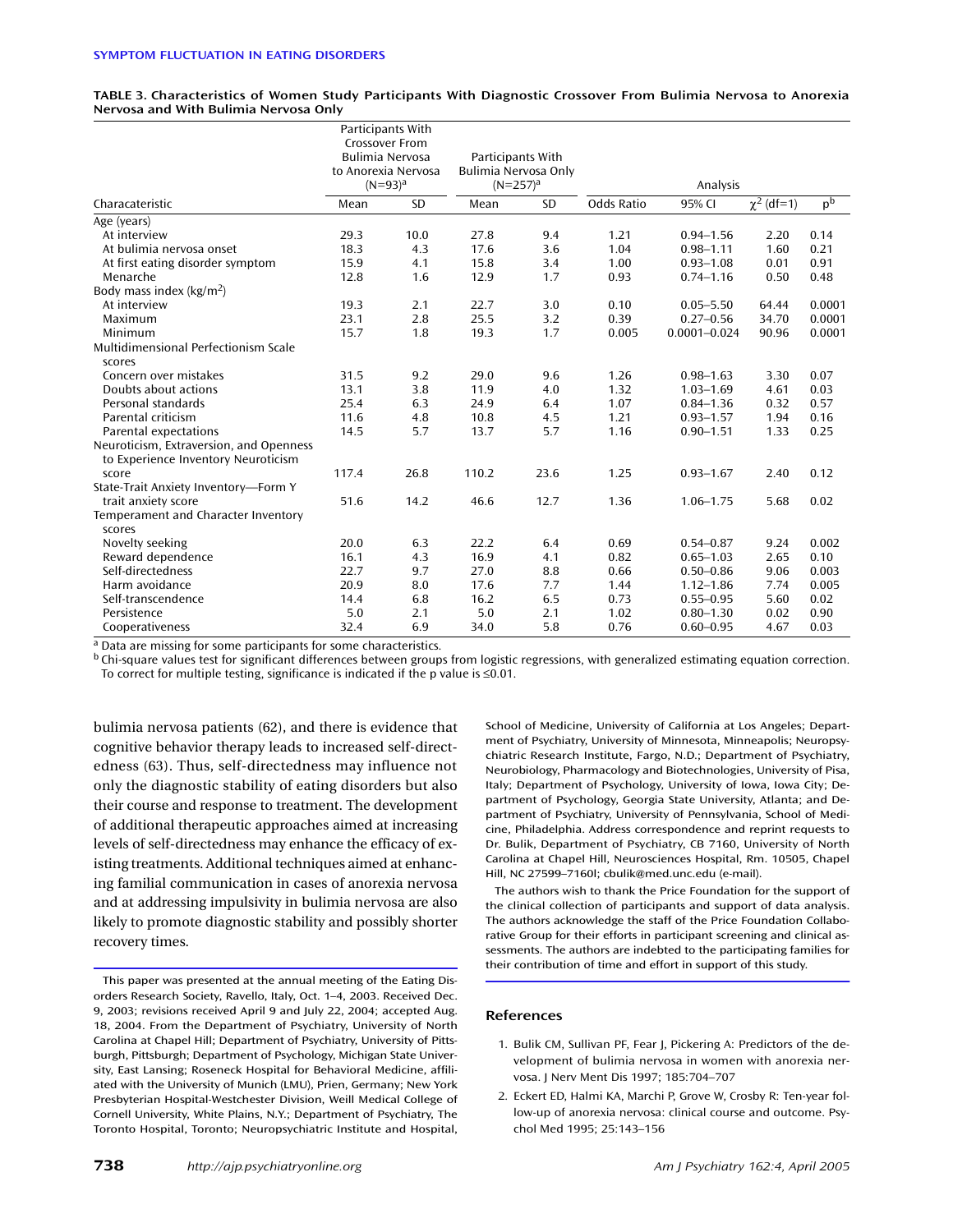**TABLE 3. Characteristics of Women Study Participants With Diagnostic Crossover From Bulimia Nervosa to Anorexia Nervosa and With Bulimia Nervosa Only**

| Characateristic | Participants With Crossover From Bulimia Nervosa to Anorexia Nervosa (N=93)[a] | | Participants With Bulimia Nervosa Only (N=257)[a] | | Analysis | | | |
|---|---|---|---|---|---|---|---|---|
| | Mean | SD | Mean | SD | Odds Ratio | 95% CI | $\chi^2$ (df=1) | p[b] |
| Age (years) | | | | | | | | |
| At interview | 29.3 | 10.0 | 27.8 | 9.4 | 1.21 | 0.94–1.56 | 2.20 | 0.14 |
| At bulimia nervosa onset | 18.3 | 4.3 | 17.6 | 3.6 | 1.04 | 0.98–1.11 | 1.60 | 0.21 |
| At first eating disorder symptom | 15.9 | 4.1 | 15.8 | 3.4 | 1.00 | 0.93–1.08 | 0.01 | 0.91 |
| Menarche | 12.8 | 1.6 | 12.9 | 1.7 | 0.93 | 0.74–1.16 | 0.50 | 0.48 |
| Body mass index (kg/m$^2$) | | | | | | | | |
| At interview | 19.3 | 2.1 | 22.7 | 3.0 | 0.10 | 0.05–5.50 | 64.44 | 0.0001 |
| Maximum | 23.1 | 2.8 | 25.5 | 3.2 | 0.39 | 0.27–0.56 | 34.70 | 0.0001 |
| Minimum | 15.7 | 1.8 | 19.3 | 1.7 | 0.005 | 0.0001–0.024 | 90.96 | 0.0001 |
| Multidimensional Perfectionism Scale scores | | | | | | | | |
| Concern over mistakes | 31.5 | 9.2 | 29.0 | 9.6 | 1.26 | 0.98–1.63 | 3.30 | 0.07 |
| Doubts about actions | 13.1 | 3.8 | 11.9 | 4.0 | 1.32 | 1.03–1.69 | 4.61 | 0.03 |
| Personal standards | 25.4 | 6.3 | 24.9 | 6.4 | 1.07 | 0.84–1.36 | 0.32 | 0.57 |
| Parental criticism | 11.6 | 4.8 | 10.8 | 4.5 | 1.21 | 0.93–1.57 | 1.94 | 0.16 |
| Parental expectations | 14.5 | 5.7 | 13.7 | 5.7 | 1.16 | 0.90–1.51 | 1.33 | 0.25 |
| Neuroticism, Extraversion, and Openness to Experience Inventory Neuroticism score | 117.4 | 26.8 | 110.2 | 23.6 | 1.25 | 0.93–1.67 | 2.40 | 0.12 |
| State-Trait Anxiety Inventory—Form Y trait anxiety score | 51.6 | 14.2 | 46.6 | 12.7 | 1.36 | 1.06–1.75 | 5.68 | 0.02 |
| Temperament and Character Inventory scores | | | | | | | | |
| Novelty seeking | 20.0 | 6.3 | 22.2 | 6.4 | 0.69 | 0.54–0.87 | 9.24 | 0.002 |
| Reward dependence | 16.1 | 4.3 | 16.9 | 4.1 | 0.82 | 0.65–1.03 | 2.65 | 0.10 |
| Self-directedness | 22.7 | 9.7 | 27.0 | 8.8 | 0.66 | 0.50–0.86 | 9.06 | 0.003 |
| Harm avoidance | 20.9 | 8.0 | 17.6 | 7.7 | 1.44 | 1.12–1.86 | 7.74 | 0.005 |
| Self-transcendence | 14.4 | 6.8 | 16.2 | 6.5 | 0.73 | 0.55–0.95 | 5.60 | 0.02 |
| Persistence | 5.0 | 2.1 | 5.0 | 2.1 | 1.02 | 0.80–1.30 | 0.02 | 0.90 |
| Cooperativeness | 32.4 | 6.9 | 34.0 | 5.8 | 0.76 | 0.60–0.95 | 4.67 | 0.03 |

[a] Data are missing for some participants for some characteristics.
[b] Chi-square values test for significant differences between groups from logistic regressions, with generalized estimating equation correction. To correct for multiple testing, significance is indicated if the p value is ≤0.01.

bulimia nervosa patients (62), and there is evidence that cognitive behavior therapy leads to increased self-directedness (63). Thus, self-directedness may influence not only the diagnostic stability of eating disorders but also their course and response to treatment. The development of additional therapeutic approaches aimed at increasing levels of self-directedness may enhance the efficacy of existing treatments. Additional techniques aimed at enhancing familial communication in cases of anorexia nervosa and at addressing impulsivity in bulimia nervosa are also likely to promote diagnostic stability and possibly shorter recovery times.

This paper was presented at the annual meeting of the Eating Disorders Research Society, Ravello, Italy, Oct. 1–4, 2003. Received Dec. 9, 2003; revisions received April 9 and July 22, 2004; accepted Aug. 18, 2004. From the Department of Psychiatry, University of North Carolina at Chapel Hill; Department of Psychiatry, University of Pittsburgh, Pittsburgh; Department of Psychology, Michigan State University, East Lansing; Roseneck Hospital for Behavioral Medicine, affiliated with the University of Munich (LMU), Prien, Germany; New York Presbyterian Hospital-Westchester Division, Weill Medical College of Cornell University, White Plains, N.Y.; Department of Psychiatry, The Toronto Hospital, Toronto; Neuropsychiatric Institute and Hospital, School of Medicine, University of California at Los Angeles; Department of Psychiatry, University of Minnesota, Minneapolis; Neuropsychiatric Research Institute, Fargo, N.D.; Department of Psychiatry, Neurobiology, Pharmacology and Biotechnologies, University of Pisa, Italy; Department of Psychology, University of Iowa, Iowa City; Department of Psychology, Georgia State University, Atlanta; and Department of Psychiatry, University of Pennsylvania, School of Medicine, Philadelphia. Address correspondence and reprint requests to Dr. Bulik, Department of Psychiatry, CB 7160, University of North Carolina at Chapel Hill, Neurosciences Hospital, Rm. 10505, Chapel Hill, NC 27599–7160l; cbulik@med.unc.edu (e-mail).

The authors wish to thank the Price Foundation for the support of the clinical collection of participants and support of data analysis. The authors acknowledge the staff of the Price Foundation Collaborative Group for their efforts in participant screening and clinical assessments. The authors are indebted to the participating families for their contribution of time and effort in support of this study.

## References

1. Bulik CM, Sullivan PF, Fear J, Pickering A: Predictors of the development of bulimia nervosa in women with anorexia nervosa. J Nerv Ment Dis 1997; 185:704–707
2. Eckert ED, Halmi KA, Marchi P, Grove W, Crosby R: Ten-year follow-up of anorexia nervosa: clinical course and outcome. Psychol Med 1995; 25:143–156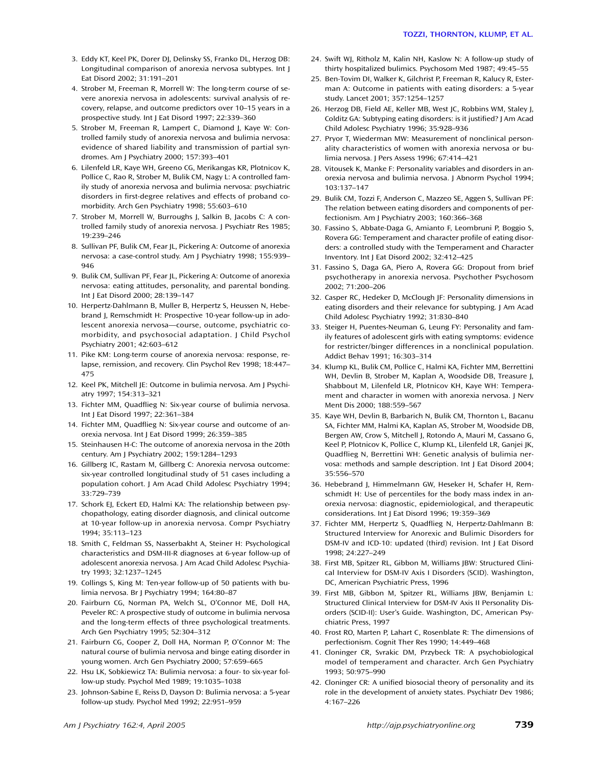3. Eddy KT, Keel PK, Dorer DJ, Delinsky SS, Franko DL, Herzog DB: Longitudinal comparison of anorexia nervosa subtypes. Int J Eat Disord 2002; 31:191–201
4. Strober M, Freeman R, Morrell W: The long-term course of severe anorexia nervosa in adolescents: survival analysis of recovery, relapse, and outcome predictors over 10–15 years in a prospective study. Int J Eat Disord 1997; 22:339–360
5. Strober M, Freeman R, Lampert C, Diamond J, Kaye W: Controlled family study of anorexia nervosa and bulimia nervosa: evidence of shared liability and transmission of partial syndromes. Am J Psychiatry 2000; 157:393–401
6. Lilenfeld LR, Kaye WH, Greeno CG, Merikangas KR, Plotnicov K, Pollice C, Rao R, Strober M, Bulik CM, Nagy L: A controlled family study of anorexia nervosa and bulimia nervosa: psychiatric disorders in first-degree relatives and effects of proband comorbidity. Arch Gen Psychiatry 1998; 55:603–610
7. Strober M, Morrell W, Burroughs J, Salkin B, Jacobs C: A controlled family study of anorexia nervosa. J Psychiatr Res 1985; 19:239–246
8. Sullivan PF, Bulik CM, Fear JL, Pickering A: Outcome of anorexia nervosa: a case-control study. Am J Psychiatry 1998; 155:939–946
9. Bulik CM, Sullivan PF, Fear JL, Pickering A: Outcome of anorexia nervosa: eating attitudes, personality, and parental bonding. Int J Eat Disord 2000; 28:139–147
10. Herpertz-Dahlmann B, Muller B, Herpertz S, Heussen N, Hebebrand J, Remschmidt H: Prospective 10-year follow-up in adolescent anorexia nervosa—course, outcome, psychiatric comorbidity, and psychosocial adaptation. J Child Psychol Psychiatry 2001; 42:603–612
11. Pike KM: Long-term course of anorexia nervosa: response, relapse, remission, and recovery. Clin Psychol Rev 1998; 18:447–475
12. Keel PK, Mitchell JE: Outcome in bulimia nervosa. Am J Psychiatry 1997; 154:313–321
13. Fichter MM, Quadflieg N: Six-year course of bulimia nervosa. Int J Eat Disord 1997; 22:361–384
14. Fichter MM, Quadflieg N: Six-year course and outcome of anorexia nervosa. Int J Eat Disord 1999; 26:359–385
15. Steinhausen H-C: The outcome of anorexia nervosa in the 20th century. Am J Psychiatry 2002; 159:1284–1293
16. Gillberg IC, Rastam M, Gillberg C: Anorexia nervosa outcome: six-year controlled longitudinal study of 51 cases including a population cohort. J Am Acad Child Adolesc Psychiatry 1994; 33:729–739
17. Schork EJ, Eckert ED, Halmi KA: The relationship between psychopathology, eating disorder diagnosis, and clinical outcome at 10-year follow-up in anorexia nervosa. Compr Psychiatry 1994; 35:113–123
18. Smith C, Feldman SS, Nasserbakht A, Steiner H: Psychological characteristics and DSM-III-R diagnoses at 6-year follow-up of adolescent anorexia nervosa. J Am Acad Child Adolesc Psychiatry 1993; 32:1237–1245
19. Collings S, King M: Ten-year follow-up of 50 patients with bulimia nervosa. Br J Psychiatry 1994; 164:80–87
20. Fairburn CG, Norman PA, Welch SL, O'Connor ME, Doll HA, Peveler RC: A prospective study of outcome in bulimia nervosa and the long-term effects of three psychological treatments. Arch Gen Psychiatry 1995; 52:304–312
21. Fairburn CG, Cooper Z, Doll HA, Norman P, O'Connor M: The natural course of bulimia nervosa and binge eating disorder in young women. Arch Gen Psychiatry 2000; 57:659–665
22. Hsu LK, Sobkiewicz TA: Bulimia nervosa: a four- to six-year follow-up study. Psychol Med 1989; 19:1035–1038
23. Johnson-Sabine E, Reiss D, Dayson D: Bulimia nervosa: a 5-year follow-up study. Psychol Med 1992; 22:951–959
24. Swift WJ, Ritholz M, Kalin NH, Kaslow N: A follow-up study of thirty hospitalized bulimics. Psychosom Med 1987; 49:45–55
25. Ben-Tovim DI, Walker K, Gilchrist P, Freeman R, Kalucy R, Esterman A: Outcome in patients with eating disorders: a 5-year study. Lancet 2001; 357:1254–1257
26. Herzog DB, Field AE, Keller MB, West JC, Robbins WM, Staley J, Colditz GA: Subtyping eating disorders: is it justified? J Am Acad Child Adolesc Psychiatry 1996; 35:928–936
27. Pryor T, Wiederman MW: Measurement of nonclinical personality characteristics of women with anorexia nervosa or bulimia nervosa. J Pers Assess 1996; 67:414–421
28. Vitousek K, Manke F: Personality variables and disorders in anorexia nervosa and bulimia nervosa. J Abnorm Psychol 1994; 103:137–147
29. Bulik CM, Tozzi F, Anderson C, Mazzeo SE, Aggen S, Sullivan PF: The relation between eating disorders and components of perfectionism. Am J Psychiatry 2003; 160:366–368
30. Fassino S, Abbate-Daga G, Amianto F, Leombruni P, Boggio S, Rovera GG: Temperament and character profile of eating disorders: a controlled study with the Temperament and Character Inventory. Int J Eat Disord 2002; 32:412–425
31. Fassino S, Daga GA, Piero A, Rovera GG: Dropout from brief psychotherapy in anorexia nervosa. Psychother Psychosom 2002; 71:200–206
32. Casper RC, Hedeker D, McClough JF: Personality dimensions in eating disorders and their relevance for subtyping. J Am Acad Child Adolesc Psychiatry 1992; 31:830–840
33. Steiger H, Puentes-Neuman G, Leung FY: Personality and family features of adolescent girls with eating symptoms: evidence for restricter/binger differences in a nonclinical population. Addict Behav 1991; 16:303–314
34. Klump KL, Bulik CM, Pollice C, Halmi KA, Fichter MM, Berrettini WH, Devlin B, Strober M, Kaplan A, Woodside DB, Treasure J, Shabbout M, Lilenfeld LR, Plotnicov KH, Kaye WH: Temperament and character in women with anorexia nervosa. J Nerv Ment Dis 2000; 188:559–567
35. Kaye WH, Devlin B, Barbarich N, Bulik CM, Thornton L, Bacanu SA, Fichter MM, Halmi KA, Kaplan AS, Strober M, Woodside DB, Bergen AW, Crow S, Mitchell J, Rotondo A, Mauri M, Cassano G, Keel P, Plotnicov K, Pollice C, Klump KL, Lilenfeld LR, Ganjei JK, Quadflieg N, Berrettini WH: Genetic analysis of bulimia nervosa: methods and sample description. Int J Eat Disord 2004; 35:556–570
36. Hebebrand J, Himmelmann GW, Heseker H, Schafer H, Remschmidt H: Use of percentiles for the body mass index in anorexia nervosa: diagnostic, epidemiological, and therapeutic considerations. Int J Eat Disord 1996; 19:359–369
37. Fichter MM, Herpertz S, Quadflieg N, Herpertz-Dahlmann B: Structured Interview for Anorexic and Bulimic Disorders for DSM-IV and ICD-10: updated (third) revision. Int J Eat Disord 1998; 24:227–249
38. First MB, Spitzer RL, Gibbon M, Williams JBW: Structured Clinical Interview for DSM-IV Axis I Disorders (SCID). Washington, DC, American Psychiatric Press, 1996
39. First MB, Gibbon M, Spitzer RL, Williams JBW, Benjamin L: Structured Clinical Interview for DSM-IV Axis II Personality Disorders (SCID-II): User's Guide. Washington, DC, American Psychiatric Press, 1997
40. Frost RO, Marten P, Lahart C, Rosenblate R: The dimensions of perfectionism. Cognit Ther Res 1990; 14:449–468
41. Cloninger CR, Svrakic DM, Przybeck TR: A psychobiological model of temperament and character. Arch Gen Psychiatry 1993; 50:975–990
42. Cloninger CR: A unified biosocial theory of personality and its role in the development of anxiety states. Psychiatr Dev 1986; 4:167–226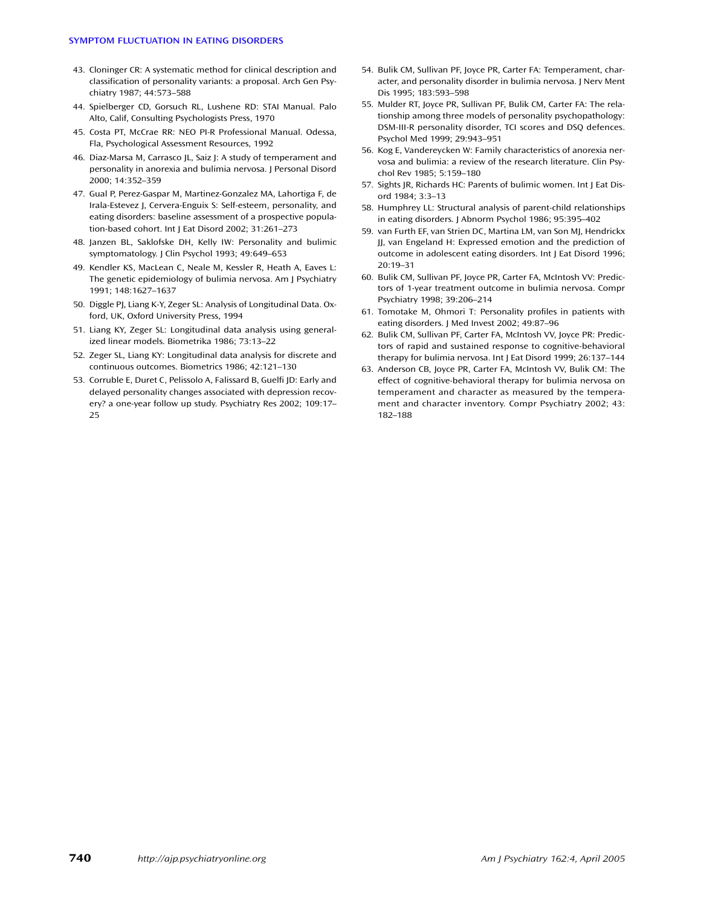43. Cloninger CR: A systematic method for clinical description and classification of personality variants: a proposal. Arch Gen Psychiatry 1987; 44:573–588
44. Spielberger CD, Gorsuch RL, Lushene RD: STAI Manual. Palo Alto, Calif, Consulting Psychologists Press, 1970
45. Costa PT, McCrae RR: NEO PI-R Professional Manual. Odessa, Fla, Psychological Assessment Resources, 1992
46. Diaz-Marsa M, Carrasco JL, Saiz J: A study of temperament and personality in anorexia and bulimia nervosa. J Personal Disord 2000; 14:352–359
47. Gual P, Perez-Gaspar M, Martinez-Gonzalez MA, Lahortiga F, de Irala-Estevez J, Cervera-Enguix S: Self-esteem, personality, and eating disorders: baseline assessment of a prospective population-based cohort. Int J Eat Disord 2002; 31:261–273
48. Janzen BL, Saklofske DH, Kelly IW: Personality and bulimic symptomatology. J Clin Psychol 1993; 49:649–653
49. Kendler KS, MacLean C, Neale M, Kessler R, Heath A, Eaves L: The genetic epidemiology of bulimia nervosa. Am J Psychiatry 1991; 148:1627–1637
50. Diggle PJ, Liang K-Y, Zeger SL: Analysis of Longitudinal Data. Oxford, UK, Oxford University Press, 1994
51. Liang KY, Zeger SL: Longitudinal data analysis using generalized linear models. Biometrika 1986; 73:13–22
52. Zeger SL, Liang KY: Longitudinal data analysis for discrete and continuous outcomes. Biometrics 1986; 42:121–130
53. Corruble E, Duret C, Pelissolo A, Falissard B, Guelfi JD: Early and delayed personality changes associated with depression recovery? a one-year follow up study. Psychiatry Res 2002; 109:17–25
54. Bulik CM, Sullivan PF, Joyce PR, Carter FA: Temperament, character, and personality disorder in bulimia nervosa. J Nerv Ment Dis 1995; 183:593–598
55. Mulder RT, Joyce PR, Sullivan PF, Bulik CM, Carter FA: The relationship among three models of personality psychopathology: DSM-III-R personality disorder, TCI scores and DSQ defences. Psychol Med 1999; 29:943–951
56. Kog E, Vandereycken W: Family characteristics of anorexia nervosa and bulimia: a review of the research literature. Clin Psychol Rev 1985; 5:159–180
57. Sights JR, Richards HC: Parents of bulimic women. Int J Eat Disord 1984; 3:3–13
58. Humphrey LL: Structural analysis of parent-child relationships in eating disorders. J Abnorm Psychol 1986; 95:395–402
59. van Furth EF, van Strien DC, Martina LM, van Son MJ, Hendrickx JJ, van Engeland H: Expressed emotion and the prediction of outcome in adolescent eating disorders. Int J Eat Disord 1996; 20:19–31
60. Bulik CM, Sullivan PF, Joyce PR, Carter FA, McIntosh VV: Predictors of 1-year treatment outcome in bulimia nervosa. Compr Psychiatry 1998; 39:206–214
61. Tomotake M, Ohmori T: Personality profiles in patients with eating disorders. J Med Invest 2002; 49:87–96
62. Bulik CM, Sullivan PF, Carter FA, McIntosh VV, Joyce PR: Predictors of rapid and sustained response to cognitive-behavioral therapy for bulimia nervosa. Int J Eat Disord 1999; 26:137–144
63. Anderson CB, Joyce PR, Carter FA, McIntosh VV, Bulik CM: The effect of cognitive-behavioral therapy for bulimia nervosa on temperament and character as measured by the temperament and character inventory. Compr Psychiatry 2002; 43: 182–188